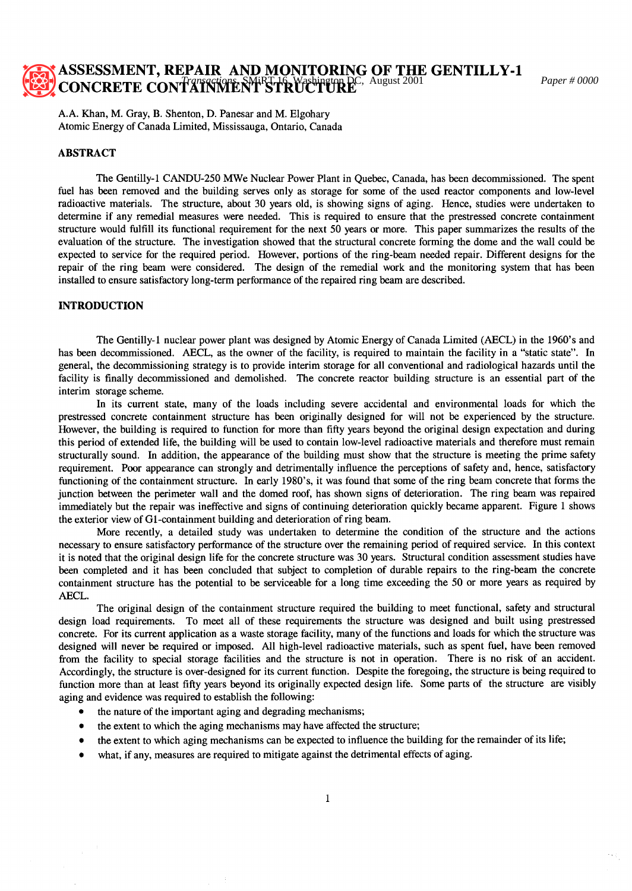# ASSESSMENT, REPAIR AND MONITORING OF THE GENTILLY-1 CONCRETE CONTAINMENT STRUCTURE

A.A. Khan, M. Gray, B. Shenton, D. Panesar and M. Elgohary
Atomic Energy of Canada Limited, Mississauga, Ontario, Canada

## ABSTRACT

The Gentilly-1 CANDU-250 MWe Nuclear Power Plant in Quebec, Canada, has been decommissioned. The spent fuel has been removed and the building serves only as storage for some of the used reactor components and low-level radioactive materials. The structure, about 30 years old, is showing signs of aging. Hence, studies were undertaken to determine if any remedial measures were needed. This is required to ensure that the prestressed concrete containment structure would fulfill its functional requirement for the next 50 years or more. This paper summarizes the results of the evaluation of the structure. The investigation showed that the structural concrete forming the dome and the wall could be expected to service for the required period. However, portions of the ring-beam needed repair. Different designs for the repair of the ring beam were considered. The design of the remedial work and the monitoring system that has been installed to ensure satisfactory long-term performance of the repaired ring beam are described.

## INTRODUCTION

The Gentilly-1 nuclear power plant was designed by Atomic Energy of Canada Limited (AECL) in the 1960's and has been decommissioned. AECL, as the owner of the facility, is required to maintain the facility in a "static state". In general, the decommissioning strategy is to provide interim storage for all conventional and radiological hazards until the facility is finally decommissioned and demolished. The concrete reactor building structure is an essential part of the interim storage scheme.

In its current state, many of the loads including severe accidental and environmental loads for which the prestressed concrete containment structure has been originally designed for will not be experienced by the structure. However, the building is required to function for more than fifty years beyond the original design expectation and during this period of extended life, the building will be used to contain low-level radioactive materials and therefore must remain structurally sound. In addition, the appearance of the building must show that the structure is meeting the prime safety requirement. Poor appearance can strongly and detrimentally influence the perceptions of safety and, hence, satisfactory functioning of the containment structure. In early 1980's, it was found that some of the ring beam concrete that forms the junction between the perimeter wall and the domed roof, has shown signs of deterioration. The ring beam was repaired immediately but the repair was ineffective and signs of continuing deterioration quickly became apparent. Figure 1 shows the exterior view of G1-containment building and deterioration of ring beam.

More recently, a detailed study was undertaken to determine the condition of the structure and the actions necessary to ensure satisfactory performance of the structure over the remaining period of required service. In this context it is noted that the original design life for the concrete structure was 30 years. Structural condition assessment studies have been completed and it has been concluded that subject to completion of durable repairs to the ring-beam the concrete containment structure has the potential to be serviceable for a long time exceeding the 50 or more years as required by AECL.

The original design of the containment structure required the building to meet functional, safety and structural design load requirements. To meet all of these requirements the structure was designed and built using prestressed concrete. For its current application as a waste storage facility, many of the functions and loads for which the structure was designed will never be required or imposed. All high-level radioactive materials, such as spent fuel, have been removed from the facility to special storage facilities and the structure is not in operation. There is no risk of an accident. Accordingly, the structure is over-designed for its current function. Despite the foregoing, the structure is being required to function more than at least fifty years beyond its originally expected design life. Some parts of the structure are visibly aging and evidence was required to establish the following:

- the nature of the important aging and degrading mechanisms;
- the extent to which the aging mechanisms may have affected the structure;
- the extent to which aging mechanisms can be expected to influence the building for the remainder of its life;
- what, if any, measures are required to mitigate against the detrimental effects of aging.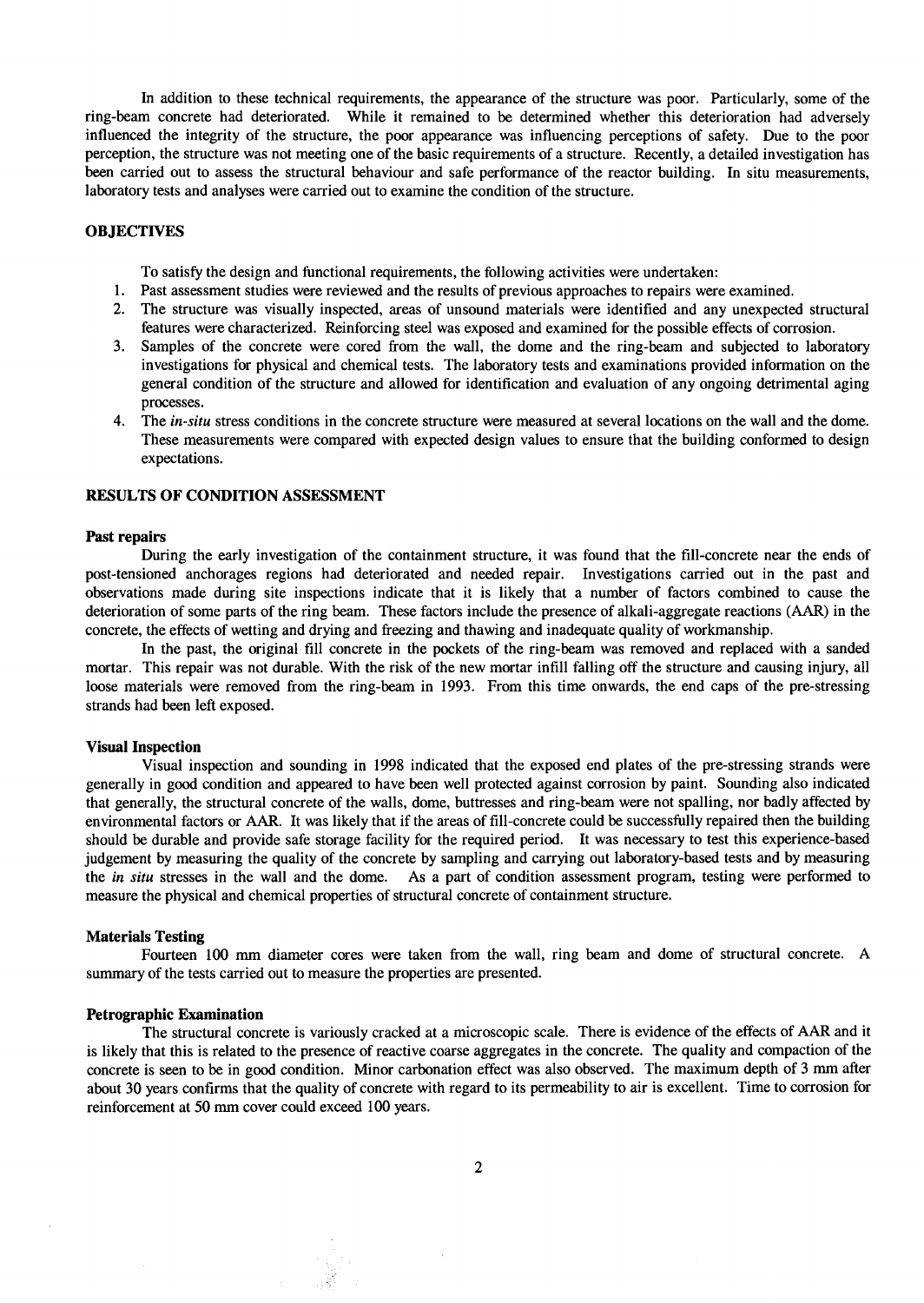In addition to these technical requirements, the appearance of the structure was poor. Particularly, some of the ring-beam concrete had deteriorated. While it remained to be determined whether this deterioration had adversely influenced the integrity of the structure, the poor appearance was influencing perceptions of safety. Due to the poor perception, the structure was not meeting one of the basic requirements of a structure. Recently, a detailed investigation has been carried out to assess the structural behaviour and safe performance of the reactor building. In situ measurements, laboratory tests and analyses were carried out to examine the condition of the structure.

## OBJECTIVES

To satisfy the design and functional requirements, the following activities were undertaken:

1. Past assessment studies were reviewed and the results of previous approaches to repairs were examined.
2. The structure was visually inspected, areas of unsound materials were identified and any unexpected structural features were characterized. Reinforcing steel was exposed and examined for the possible effects of corrosion.
3. Samples of the concrete were cored from the wall, the dome and the ring-beam and subjected to laboratory investigations for physical and chemical tests. The laboratory tests and examinations provided information on the general condition of the structure and allowed for identification and evaluation of any ongoing detrimental aging processes.
4. The *in-situ* stress conditions in the concrete structure were measured at several locations on the wall and the dome. These measurements were compared with expected design values to ensure that the building conformed to design expectations.

## RESULTS OF CONDITION ASSESSMENT

### Past repairs

During the early investigation of the containment structure, it was found that the fill-concrete near the ends of post-tensioned anchorages regions had deteriorated and needed repair. Investigations carried out in the past and observations made during site inspections indicate that it is likely that a number of factors combined to cause the deterioration of some parts of the ring beam. These factors include the presence of alkali-aggregate reactions (AAR) in the concrete, the effects of wetting and drying and freezing and thawing and inadequate quality of workmanship.

In the past, the original fill concrete in the pockets of the ring-beam was removed and replaced with a sanded mortar. This repair was not durable. With the risk of the new mortar infill falling off the structure and causing injury, all loose materials were removed from the ring-beam in 1993. From this time onwards, the end caps of the pre-stressing strands had been left exposed.

### Visual Inspection

Visual inspection and sounding in 1998 indicated that the exposed end plates of the pre-stressing strands were generally in good condition and appeared to have been well protected against corrosion by paint. Sounding also indicated that generally, the structural concrete of the walls, dome, buttresses and ring-beam were not spalling, nor badly affected by environmental factors or AAR. It was likely that if the areas of fill-concrete could be successfully repaired then the building should be durable and provide safe storage facility for the required period. It was necessary to test this experience-based judgement by measuring the quality of the concrete by sampling and carrying out laboratory-based tests and by measuring the *in situ* stresses in the wall and the dome. As a part of condition assessment program, testing were performed to measure the physical and chemical properties of structural concrete of containment structure.

### Materials Testing

Fourteen 100 mm diameter cores were taken from the wall, ring beam and dome of structural concrete. A summary of the tests carried out to measure the properties are presented.

### Petrographic Examination

The structural concrete is variously cracked at a microscopic scale. There is evidence of the effects of AAR and it is likely that this is related to the presence of reactive coarse aggregates in the concrete. The quality and compaction of the concrete is seen to be in good condition. Minor carbonation effect was also observed. The maximum depth of 3 mm after about 30 years confirms that the quality of concrete with regard to its permeability to air is excellent. Time to corrosion for reinforcement at 50 mm cover could exceed 100 years.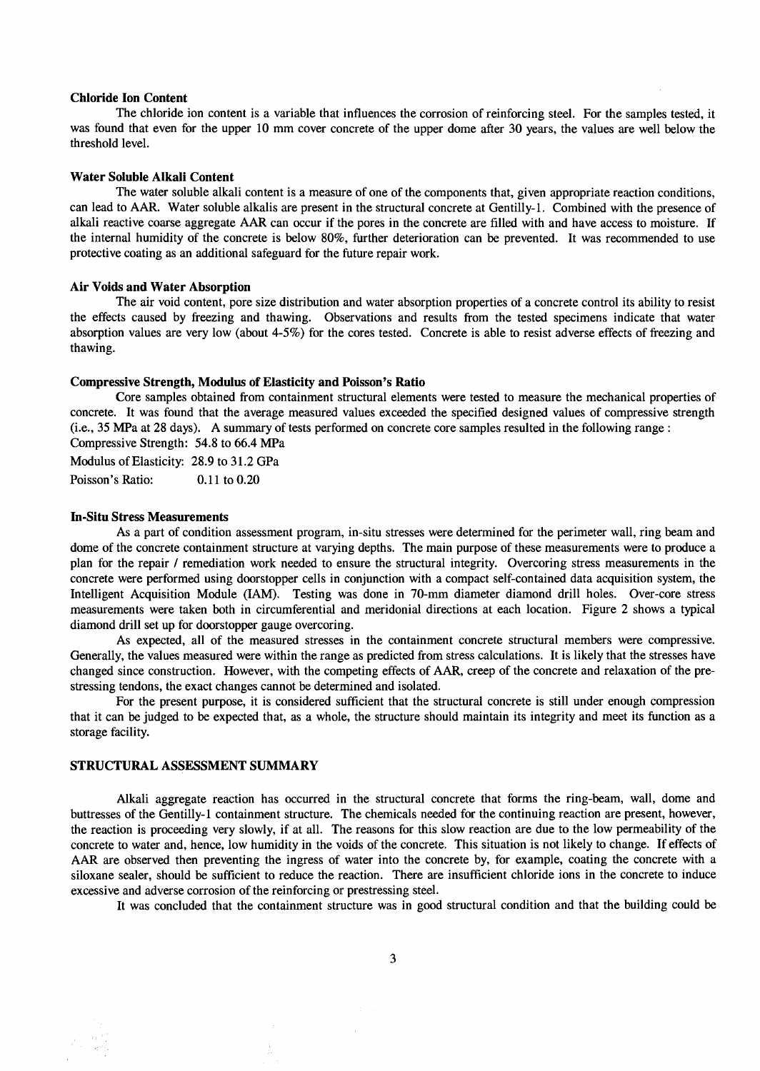**Chloride Ion Content**

The chloride ion content is a variable that influences the corrosion of reinforcing steel. For the samples tested, it was found that even for the upper 10 mm cover concrete of the upper dome after 30 years, the values are well below the threshold level.

**Water Soluble Alkali Content**

The water soluble alkali content is a measure of one of the components that, given appropriate reaction conditions, can lead to AAR. Water soluble alkalis are present in the structural concrete at Gentilly-1. Combined with the presence of alkali reactive coarse aggregate AAR can occur if the pores in the concrete are filled with and have access to moisture. If the internal humidity of the concrete is below 80%, further deterioration can be prevented. It was recommended to use protective coating as an additional safeguard for the future repair work.

**Air Voids and Water Absorption**

The air void content, pore size distribution and water absorption properties of a concrete control its ability to resist the effects caused by freezing and thawing. Observations and results from the tested specimens indicate that water absorption values are very low (about 4-5%) for the cores tested. Concrete is able to resist adverse effects of freezing and thawing.

**Compressive Strength, Modulus of Elasticity and Poisson's Ratio**

Core samples obtained from containment structural elements were tested to measure the mechanical properties of concrete. It was found that the average measured values exceeded the specified designed values of compressive strength (i.e., 35 MPa at 28 days). A summary of tests performed on concrete core samples resulted in the following range :

Compressive Strength: 54.8 to 66.4 MPa

Modulus of Elasticity: 28.9 to 31.2 GPa

Poisson's Ratio: 0.11 to 0.20

**In-Situ Stress Measurements**

As a part of condition assessment program, in-situ stresses were determined for the perimeter wall, ring beam and dome of the concrete containment structure at varying depths. The main purpose of these measurements were to produce a plan for the repair / remediation work needed to ensure the structural integrity. Overcoring stress measurements in the concrete were performed using doorstopper cells in conjunction with a compact self-contained data acquisition system, the Intelligent Acquisition Module (IAM). Testing was done in 70-mm diameter diamond drill holes. Over-core stress measurements were taken both in circumferential and meridonial directions at each location. Figure 2 shows a typical diamond drill set up for doorstopper gauge overcoring.

As expected, all of the measured stresses in the containment concrete structural members were compressive. Generally, the values measured were within the range as predicted from stress calculations. It is likely that the stresses have changed since construction. However, with the competing effects of AAR, creep of the concrete and relaxation of the prestressing tendons, the exact changes cannot be determined and isolated.

For the present purpose, it is considered sufficient that the structural concrete is still under enough compression that it can be judged to be expected that, as a whole, the structure should maintain its integrity and meet its function as a storage facility.

## STRUCTURAL ASSESSMENT SUMMARY

Alkali aggregate reaction has occurred in the structural concrete that forms the ring-beam, wall, dome and buttresses of the Gentilly-1 containment structure. The chemicals needed for the continuing reaction are present, however, the reaction is proceeding very slowly, if at all. The reasons for this slow reaction are due to the low permeability of the concrete to water and, hence, low humidity in the voids of the concrete. This situation is not likely to change. If effects of AAR are observed then preventing the ingress of water into the concrete by, for example, coating the concrete with a siloxane sealer, should be sufficient to reduce the reaction. There are insufficient chloride ions in the concrete to induce excessive and adverse corrosion of the reinforcing or prestressing steel.

It was concluded that the containment structure was in good structural condition and that the building could be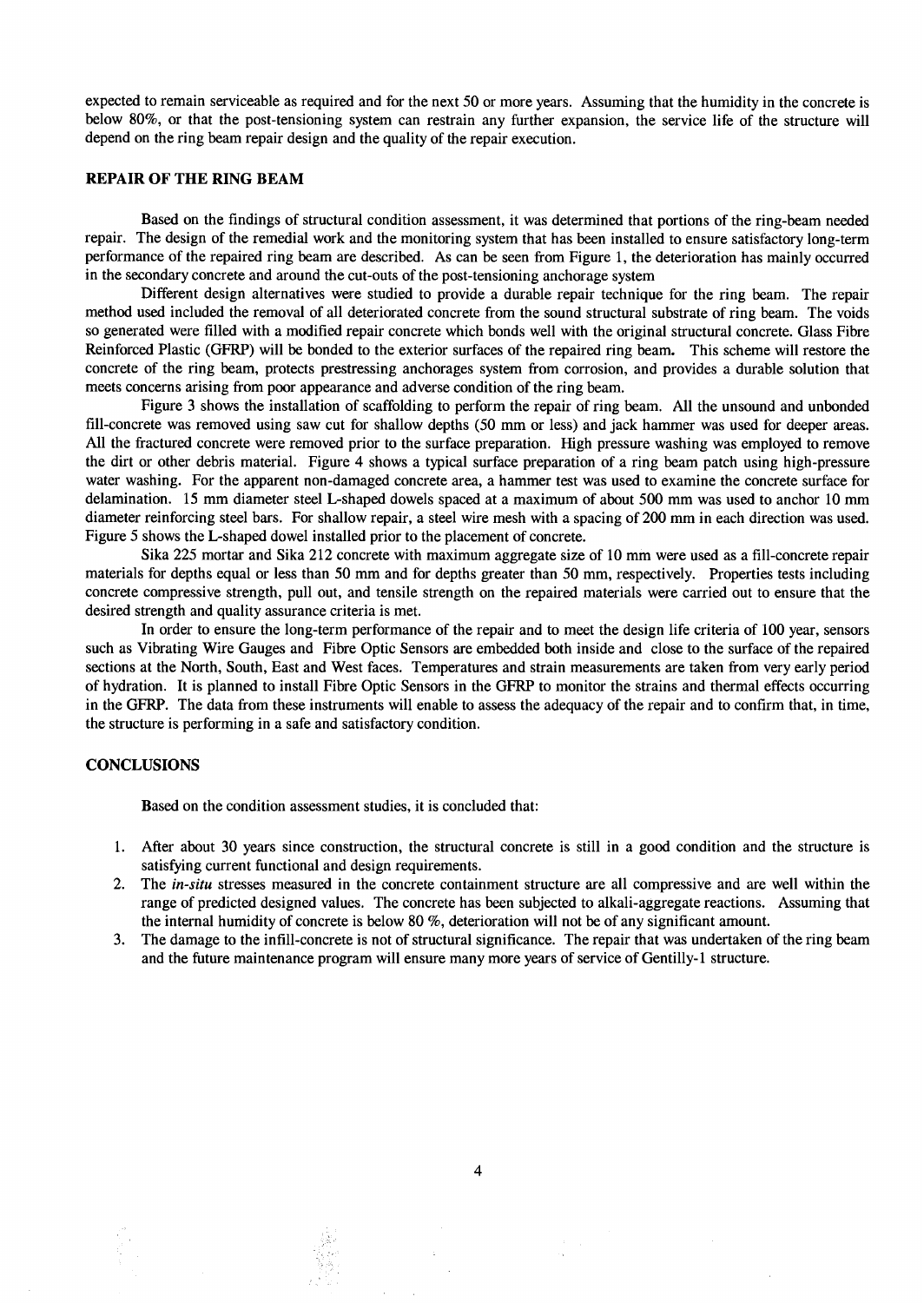expected to remain serviceable as required and for the next 50 or more years. Assuming that the humidity in the concrete is below 80%, or that the post-tensioning system can restrain any further expansion, the service life of the structure will depend on the ring beam repair design and the quality of the repair execution.

## REPAIR OF THE RING BEAM

Based on the findings of structural condition assessment, it was determined that portions of the ring-beam needed repair. The design of the remedial work and the monitoring system that has been installed to ensure satisfactory long-term performance of the repaired ring beam are described. As can be seen from Figure 1, the deterioration has mainly occurred in the secondary concrete and around the cut-outs of the post-tensioning anchorage system

Different design alternatives were studied to provide a durable repair technique for the ring beam. The repair method used included the removal of all deteriorated concrete from the sound structural substrate of ring beam. The voids so generated were filled with a modified repair concrete which bonds well with the original structural concrete. Glass Fibre Reinforced Plastic (GFRP) will be bonded to the exterior surfaces of the repaired ring beam. This scheme will restore the concrete of the ring beam, protects prestressing anchorages system from corrosion, and provides a durable solution that meets concerns arising from poor appearance and adverse condition of the ring beam.

Figure 3 shows the installation of scaffolding to perform the repair of ring beam. All the unsound and unbonded fill-concrete was removed using saw cut for shallow depths (50 mm or less) and jack hammer was used for deeper areas. All the fractured concrete were removed prior to the surface preparation. High pressure washing was employed to remove the dirt or other debris material. Figure 4 shows a typical surface preparation of a ring beam patch using high-pressure water washing. For the apparent non-damaged concrete area, a hammer test was used to examine the concrete surface for delamination. 15 mm diameter steel L-shaped dowels spaced at a maximum of about 500 mm was used to anchor 10 mm diameter reinforcing steel bars. For shallow repair, a steel wire mesh with a spacing of 200 mm in each direction was used. Figure 5 shows the L-shaped dowel installed prior to the placement of concrete.

Sika 225 mortar and Sika 212 concrete with maximum aggregate size of 10 mm were used as a fill-concrete repair materials for depths equal or less than 50 mm and for depths greater than 50 mm, respectively. Properties tests including concrete compressive strength, pull out, and tensile strength on the repaired materials were carried out to ensure that the desired strength and quality assurance criteria is met.

In order to ensure the long-term performance of the repair and to meet the design life criteria of 100 year, sensors such as Vibrating Wire Gauges and Fibre Optic Sensors are embedded both inside and close to the surface of the repaired sections at the North, South, East and West faces. Temperatures and strain measurements are taken from very early period of hydration. It is planned to install Fibre Optic Sensors in the GFRP to monitor the strains and thermal effects occurring in the GFRP. The data from these instruments will enable to assess the adequacy of the repair and to confirm that, in time, the structure is performing in a safe and satisfactory condition.

## CONCLUSIONS

Based on the condition assessment studies, it is concluded that:

1. After about 30 years since construction, the structural concrete is still in a good condition and the structure is satisfying current functional and design requirements.
2. The *in-situ* stresses measured in the concrete containment structure are all compressive and are well within the range of predicted designed values. The concrete has been subjected to alkali-aggregate reactions. Assuming that the internal humidity of concrete is below 80 %, deterioration will not be of any significant amount.
3. The damage to the infill-concrete is not of structural significance. The repair that was undertaken of the ring beam and the future maintenance program will ensure many more years of service of Gentilly-1 structure.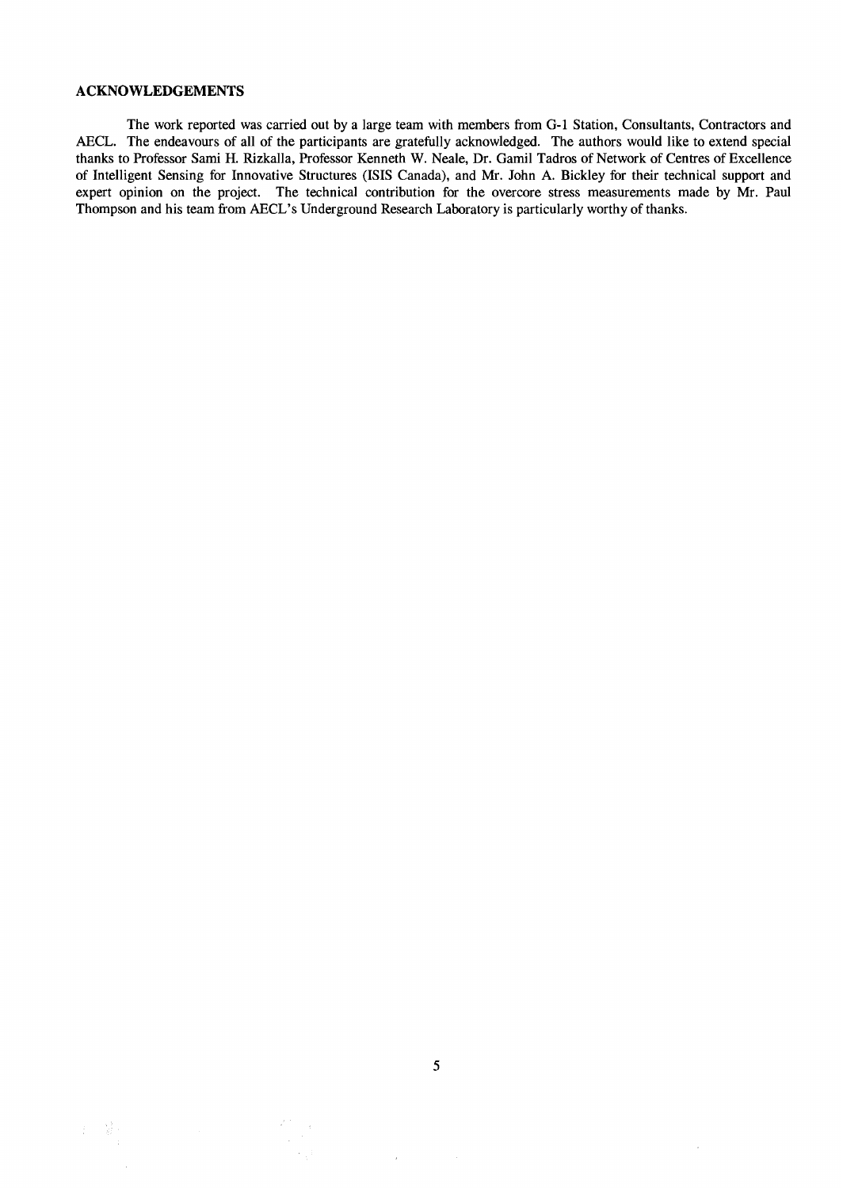## ACKNOWLEDGEMENTS

The work reported was carried out by a large team with members from G-1 Station, Consultants, Contractors and AECL. The endeavours of all of the participants are gratefully acknowledged. The authors would like to extend special thanks to Professor Sami H. Rizkalla, Professor Kenneth W. Neale, Dr. Gamil Tadros of Network of Centres of Excellence of Intelligent Sensing for Innovative Structures (ISIS Canada), and Mr. John A. Bickley for their technical support and expert opinion on the project. The technical contribution for the overcore stress measurements made by Mr. Paul Thompson and his team from AECL's Underground Research Laboratory is particularly worthy of thanks.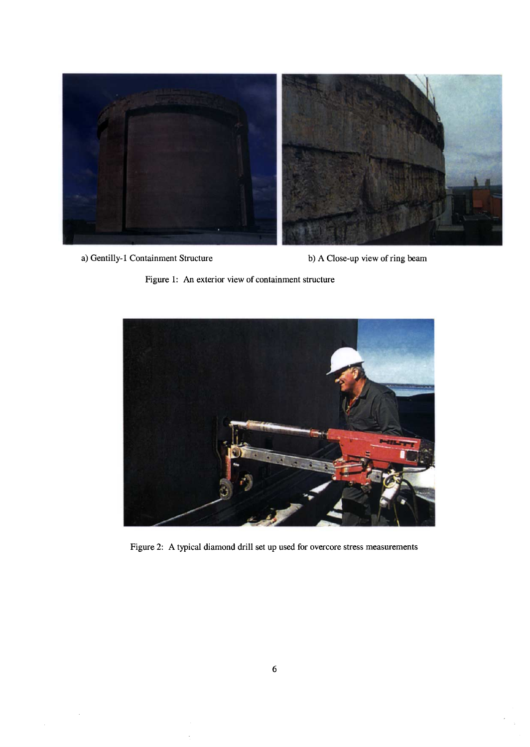a) Gentilly-1 Containment Structure

b) A Close-up view of ring beam

Figure 1: An exterior view of containment structure

Figure 2: A typical diamond drill set up used for overcore stress measurements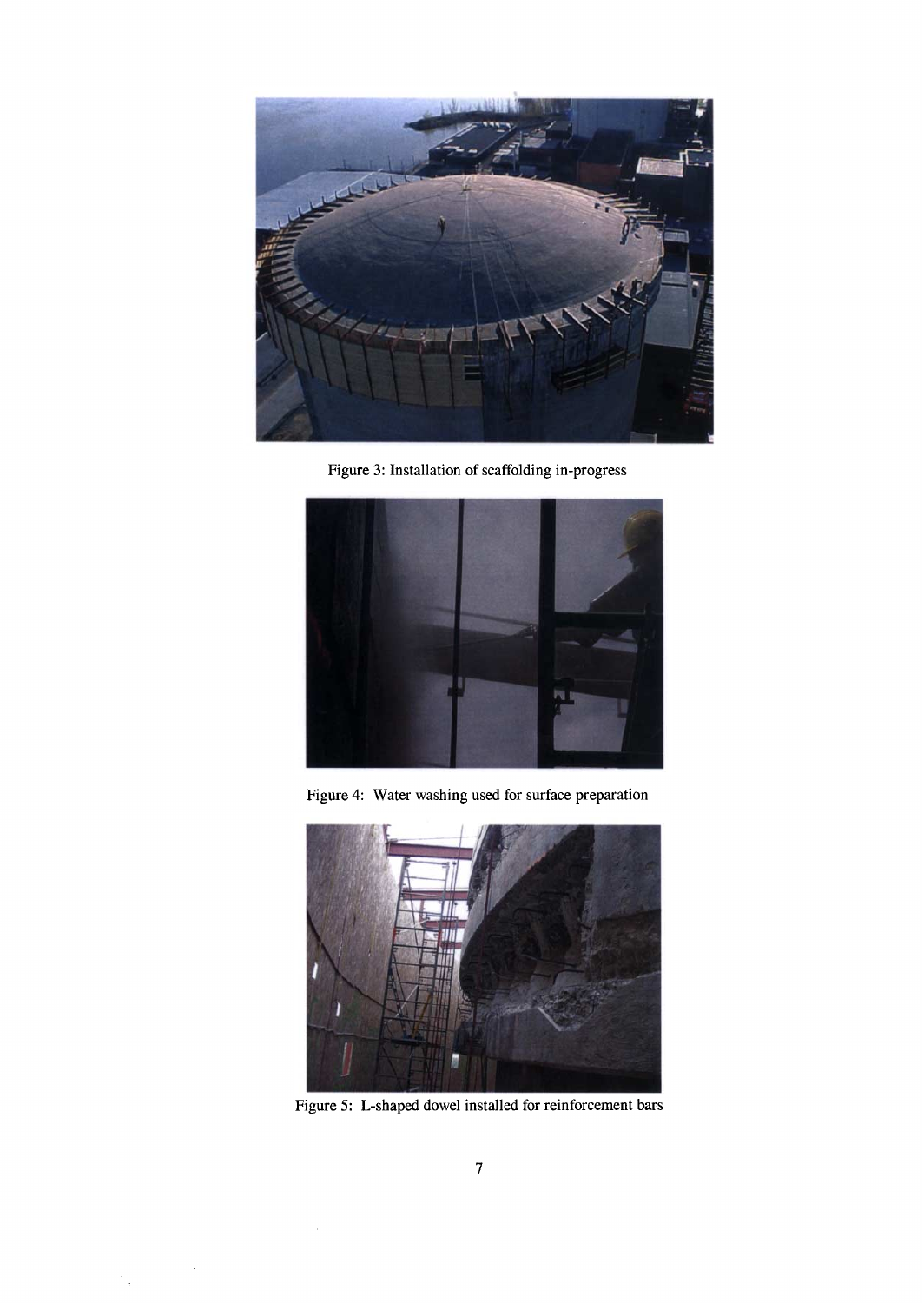Figure 3: Installation of scaffolding in-progress

Figure 4: Water washing used for surface preparation

Figure 5: L-shaped dowel installed for reinforcement bars